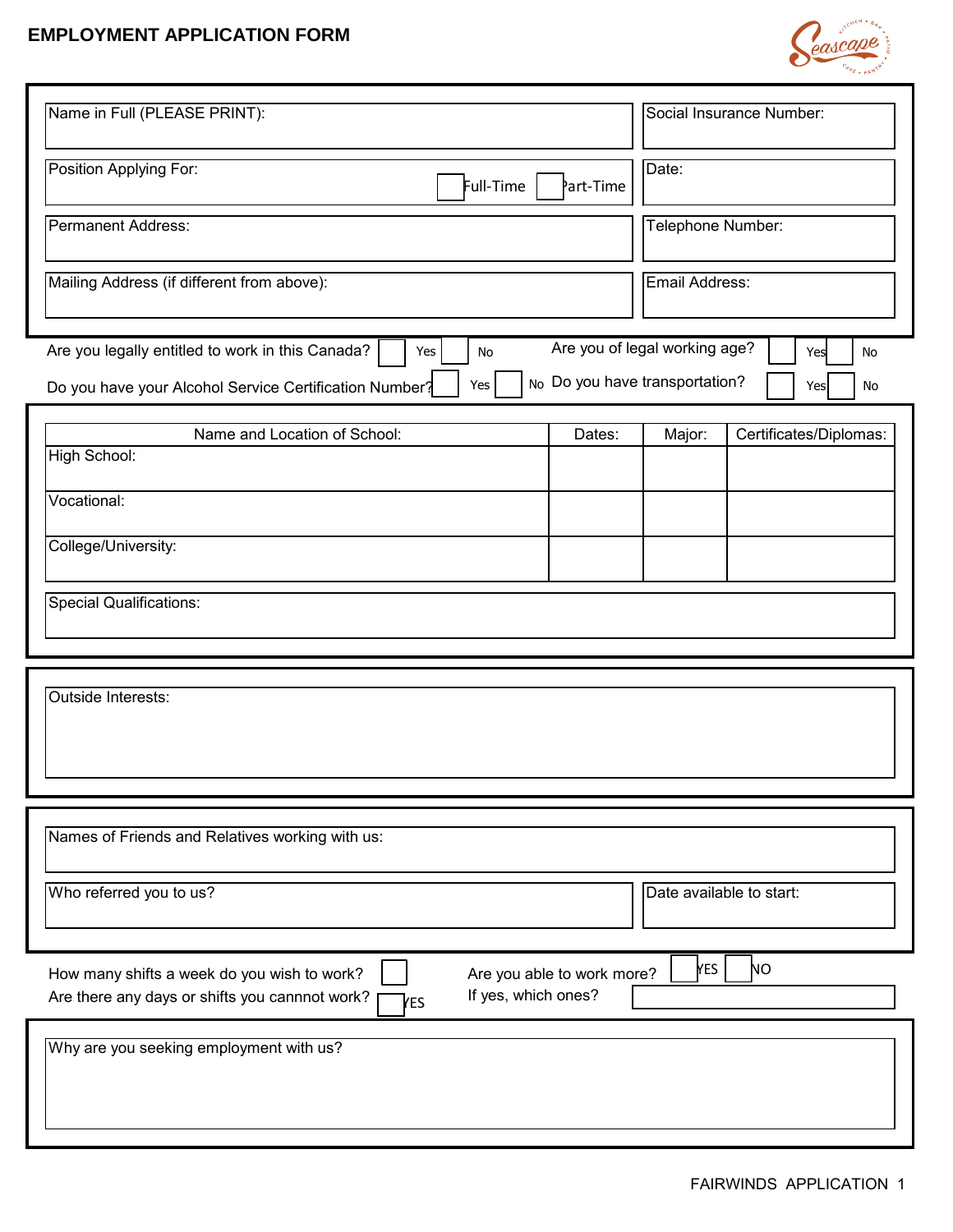# EMPLOYMENT APPLICATION FORM

| Name in Full (PLEASE PRINT): | Social Insurance Number: |
|---|---|
| Position Applying For: ☐ Full-Time ☐ Part-Time | Date: |
| Permanent Address: | Telephone Number: |
| Mailing Address (if different from above): | Email Address: |

Are you legally entitled to work in this Canada? ☐ Yes ☐ No

Are you of legal working age? ☐ Yes ☐ No

Do you have your Alcohol Service Certification Number? ☐ Yes ☐ No

Do you have transportation? ☐ Yes ☐ No

| Name and Location of School: | Dates: | Major: | Certificates/Diplomas: |
|---|---|---|---|
| High School: | | | |
| Vocational: | | | |
| College/University: | | | |

Special Qualifications:

Outside Interests:

Names of Friends and Relatives working with us:

| Who referred you to us? | Date available to start: |
|---|---|
| | |

How many shifts a week do you wish to work? ☐

Are you able to work more? ☐ YES ☐ NO

Are there any days or shifts you cannot work? ☐ YES

If yes, which ones?

Why are you seeking employment with us?

FAIRWINDS APPLICATION 1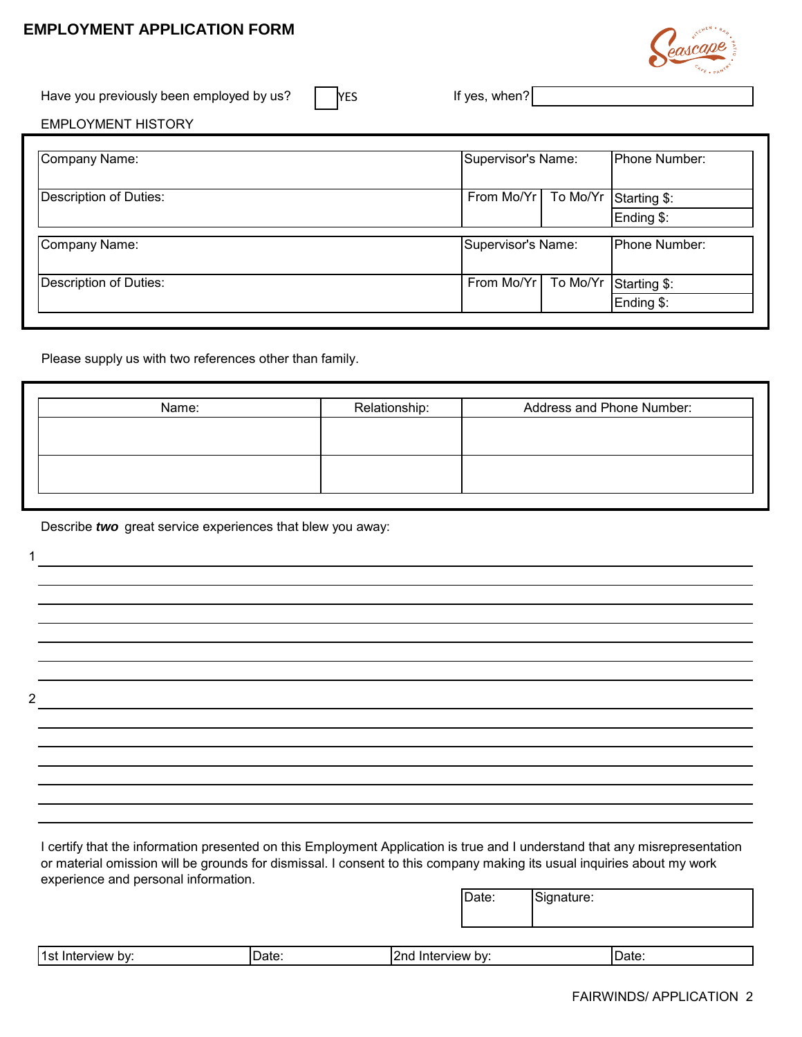# EMPLOYMENT APPLICATION FORM

Have you previously been employed by us? ☐ YES If yes, when?

EMPLOYMENT HISTORY

| | | | |
|---|---|---|---|
| Company Name: | Supervisor's Name: | | Phone Number: |
| Description of Duties: | From Mo/Yr | To Mo/Yr | Starting $: |
| | | | Ending $: |
| Company Name: | Supervisor's Name: | | Phone Number: |
| Description of Duties: | From Mo/Yr | To Mo/Yr | Starting $: |
| | | | Ending $: |

Please supply us with two references other than family.

| Name: | Relationship: | Address and Phone Number: |
|---|---|---|
| | | |
| | | |

Describe ***two*** great service experiences that blew you away:

1

2

I certify that the information presented on this Employment Application is true and I understand that any misrepresentation or material omission will be grounds for dismissal. I consent to this company making its usual inquiries about my work experience and personal information.

| Date: | Signature: |
|---|---|
| | |

| 1st Interview by: | Date: | 2nd Interview by: | Date: |
|---|---|---|---|

FAIRWINDS/ APPLICATION 2